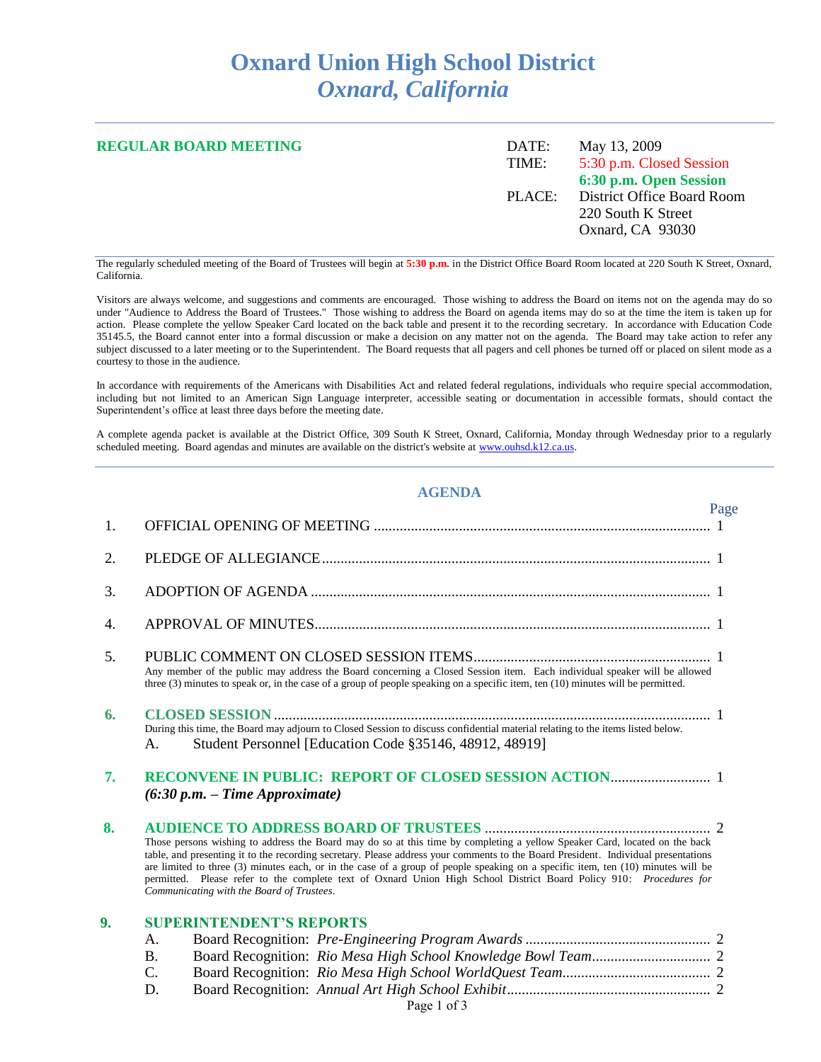# Oxnard Union High School District
## *Oxnard, California*

**REGULAR BOARD MEETING**

| | |
|---|---|
| DATE: | May 13, 2009 |
| TIME: | 5:30 p.m. Closed Session |
| | **6:30 p.m. Open Session** |
| PLACE: | District Office Board Room |
| | 220 South K Street |
| | Oxnard, CA 93030 |

The regularly scheduled meeting of the Board of Trustees will begin at **5:30 p.m.** in the District Office Board Room located at 220 South K Street, Oxnard, California.

Visitors are always welcome, and suggestions and comments are encouraged. Those wishing to address the Board on items not on the agenda may do so under "Audience to Address the Board of Trustees." Those wishing to address the Board on agenda items may do so at the time the item is taken up for action. Please complete the yellow Speaker Card located on the back table and present it to the recording secretary. In accordance with Education Code 35145.5, the Board cannot enter into a formal discussion or make a decision on any matter not on the agenda. The Board may take action to refer any subject discussed to a later meeting or to the Superintendent. The Board requests that all pagers and cell phones be turned off or placed on silent mode as a courtesy to those in the audience.

In accordance with requirements of the Americans with Disabilities Act and related federal regulations, individuals who require special accommodation, including but not limited to an American Sign Language interpreter, accessible seating or documentation in accessible formats, should contact the Superintendent's office at least three days before the meeting date.

A complete agenda packet is available at the District Office, 309 South K Street, Oxnard, California, Monday through Wednesday prior to a regularly scheduled meeting. Board agendas and minutes are available on the district's website at www.ouhsd.k12.ca.us.

## AGENDA

| | | Page |
|---|---|---|
| 1. | OFFICIAL OPENING OF MEETING | 1 |
| 2. | PLEDGE OF ALLEGIANCE | 1 |
| 3. | ADOPTION OF AGENDA | 1 |
| 4. | APPROVAL OF MINUTES | 1 |
| 5. | PUBLIC COMMENT ON CLOSED SESSION ITEMS | 1 |

Any member of the public may address the Board concerning a Closed Session item. Each individual speaker will be allowed three (3) minutes to speak or, in the case of a group of people speaking on a specific item, ten (10) minutes will be permitted.

**6. CLOSED SESSION** ..... 1

During this time, the Board may adjourn to Closed Session to discuss confidential material relating to the items listed below.

A. Student Personnel [Education Code §35146, 48912, 48919]

**7. RECONVENE IN PUBLIC: REPORT OF CLOSED SESSION ACTION** ..... 1

***(6:30 p.m. – Time Approximate)***

**8. AUDIENCE TO ADDRESS BOARD OF TRUSTEES** ..... 2

Those persons wishing to address the Board may do so at this time by completing a yellow Speaker Card, located on the back table, and presenting it to the recording secretary. Please address your comments to the Board President. Individual presentations are limited to three (3) minutes each, or in the case of a group of people speaking on a specific item, ten (10) minutes will be permitted. Please refer to the complete text of Oxnard Union High School District Board Policy 910: *Procedures for Communicating with the Board of Trustees*.

**9. SUPERINTENDENT'S REPORTS**

A. Board Recognition: *Pre-Engineering Program Awards* ..... 2
B. Board Recognition: *Rio Mesa High School Knowledge Bowl Team* ..... 2
C. Board Recognition: *Rio Mesa High School WorldQuest Team* ..... 2
D. Board Recognition: *Annual Art High School Exhibit* ..... 2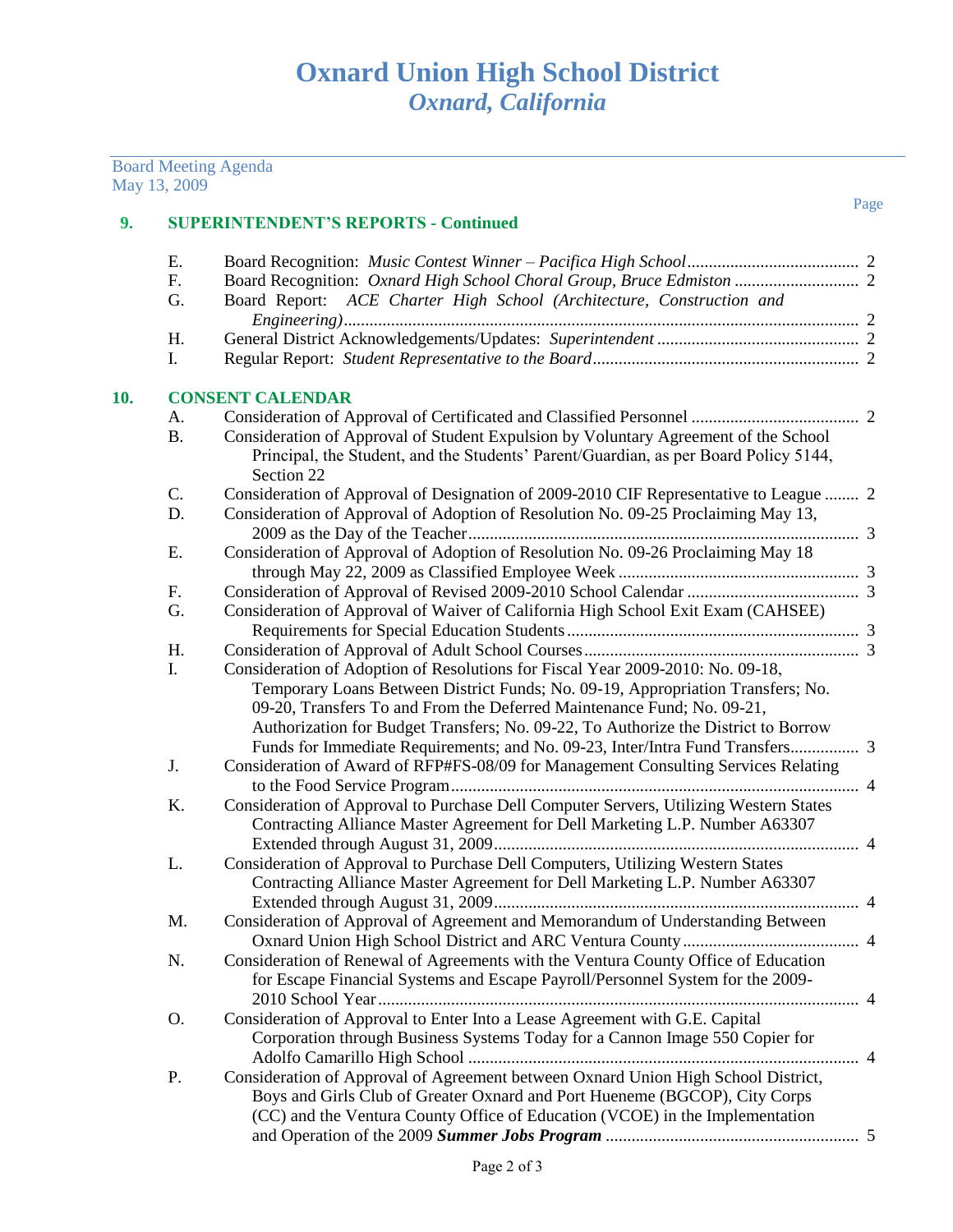# Oxnard Union High School District
## *Oxnard, California*

Board Meeting Agenda
May 13, 2009

Page

**9. SUPERINTENDENT'S REPORTS - Continued**

E. Board Recognition: *Music Contest Winner – Pacifica High School* ........ 2

F. Board Recognition: *Oxnard High School Choral Group, Bruce Edmiston* ........ 2

G. Board Report: *ACE Charter High School (Architecture, Construction and Engineering)* ........ 2

H. General District Acknowledgements/Updates: *Superintendent* ........ 2

I. Regular Report: *Student Representative to the Board* ........ 2

**10. CONSENT CALENDAR**

A. Consideration of Approval of Certificated and Classified Personnel ........ 2

B. Consideration of Approval of Student Expulsion by Voluntary Agreement of the School Principal, the Student, and the Students' Parent/Guardian, as per Board Policy 5144, Section 22

C. Consideration of Approval of Designation of 2009-2010 CIF Representative to League ........ 2

D. Consideration of Approval of Adoption of Resolution No. 09-25 Proclaiming May 13, 2009 as the Day of the Teacher ........ 3

E. Consideration of Approval of Adoption of Resolution No. 09-26 Proclaiming May 18 through May 22, 2009 as Classified Employee Week ........ 3

F. Consideration of Approval of Revised 2009-2010 School Calendar ........ 3

G. Consideration of Approval of Waiver of California High School Exit Exam (CAHSEE) Requirements for Special Education Students ........ 3

H. Consideration of Approval of Adult School Courses ........ 3

I. Consideration of Adoption of Resolutions for Fiscal Year 2009-2010: No. 09-18, Temporary Loans Between District Funds; No. 09-19, Appropriation Transfers; No. 09-20, Transfers To and From the Deferred Maintenance Fund; No. 09-21, Authorization for Budget Transfers; No. 09-22, To Authorize the District to Borrow Funds for Immediate Requirements; and No. 09-23, Inter/Intra Fund Transfers ........ 3

J. Consideration of Award of RFP#FS-08/09 for Management Consulting Services Relating to the Food Service Program ........ 4

K. Consideration of Approval to Purchase Dell Computer Servers, Utilizing Western States Contracting Alliance Master Agreement for Dell Marketing L.P. Number A63307 Extended through August 31, 2009 ........ 4

L. Consideration of Approval to Purchase Dell Computers, Utilizing Western States Contracting Alliance Master Agreement for Dell Marketing L.P. Number A63307 Extended through August 31, 2009 ........ 4

M. Consideration of Approval of Agreement and Memorandum of Understanding Between Oxnard Union High School District and ARC Ventura County ........ 4

N. Consideration of Renewal of Agreements with the Ventura County Office of Education for Escape Financial Systems and Escape Payroll/Personnel System for the 2009-2010 School Year ........ 4

O. Consideration of Approval to Enter Into a Lease Agreement with G.E. Capital Corporation through Business Systems Today for a Cannon Image 550 Copier for Adolfo Camarillo High School ........ 4

P. Consideration of Approval of Agreement between Oxnard Union High School District, Boys and Girls Club of Greater Oxnard and Port Hueneme (BGCOP), City Corps (CC) and the Ventura County Office of Education (VCOE) in the Implementation and Operation of the 2009 ***Summer Jobs Program*** ........ 5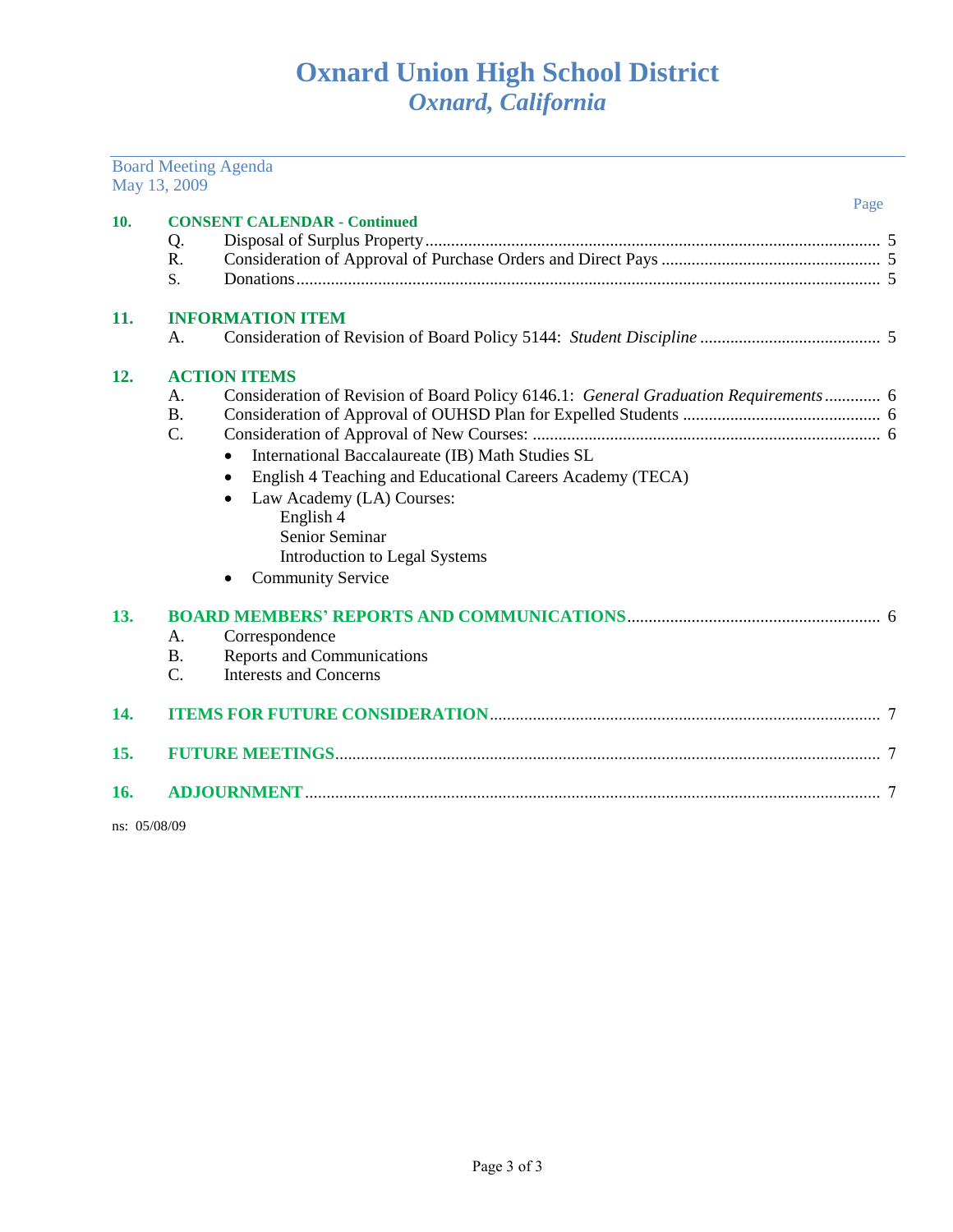# Oxnard Union High School District
## *Oxnard, California*

Board Meeting Agenda
May 13, 2009

Page

**10. CONSENT CALENDAR - Continued**

- Q. Disposal of Surplus Property ........ 5
- R. Consideration of Approval of Purchase Orders and Direct Pays ........ 5
- S. Donations ........ 5

**11. INFORMATION ITEM**

- A. Consideration of Revision of Board Policy 5144: *Student Discipline* ........ 5

**12. ACTION ITEMS**

- A. Consideration of Revision of Board Policy 6146.1: *General Graduation Requirements* ........ 6
- B. Consideration of Approval of OUHSD Plan for Expelled Students ........ 6
- C. Consideration of Approval of New Courses: ........ 6
  - International Baccalaureate (IB) Math Studies SL
  - English 4 Teaching and Educational Careers Academy (TECA)
  - Law Academy (LA) Courses:
    - English 4
    - Senior Seminar
    - Introduction to Legal Systems
  - Community Service

**13. BOARD MEMBERS' REPORTS AND COMMUNICATIONS** ........ 6

- A. Correspondence
- B. Reports and Communications
- C. Interests and Concerns

**14. ITEMS FOR FUTURE CONSIDERATION** ........ 7

**15. FUTURE MEETINGS** ........ 7

**16. ADJOURNMENT** ........ 7

ns: 05/08/09